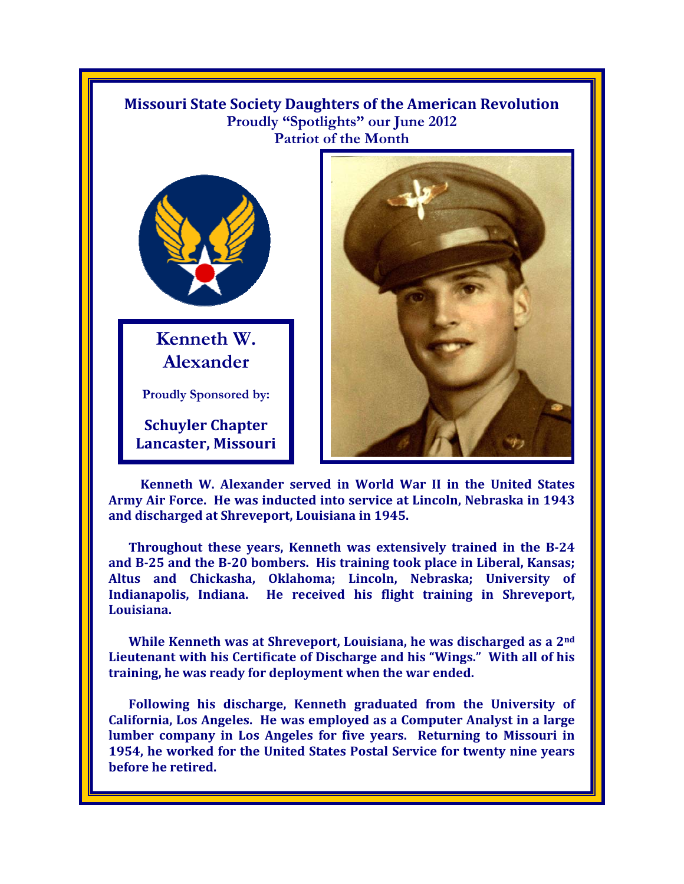# Missouri State Society Daughters of the American Revolution

**Proudly "Spotlights" our June 2012**
**Patriot of the Month**

## Kenneth W. Alexander

**Proudly Sponsored by:**

**Schuyler Chapter**
**Lancaster, Missouri**

**Kenneth W. Alexander served in World War II in the United States Army Air Force. He was inducted into service at Lincoln, Nebraska in 1943 and discharged at Shreveport, Louisiana in 1945.**

**Throughout these years, Kenneth was extensively trained in the B-24 and B-25 and the B-20 bombers. His training took place in Liberal, Kansas; Altus and Chickasha, Oklahoma; Lincoln, Nebraska; University of Indianapolis, Indiana. He received his flight training in Shreveport, Louisiana.**

**While Kenneth was at Shreveport, Louisiana, he was discharged as a 2nd Lieutenant with his Certificate of Discharge and his "Wings." With all of his training, he was ready for deployment when the war ended.**

**Following his discharge, Kenneth graduated from the University of California, Los Angeles. He was employed as a Computer Analyst in a large lumber company in Los Angeles for five years. Returning to Missouri in 1954, he worked for the United States Postal Service for twenty nine years before he retired.**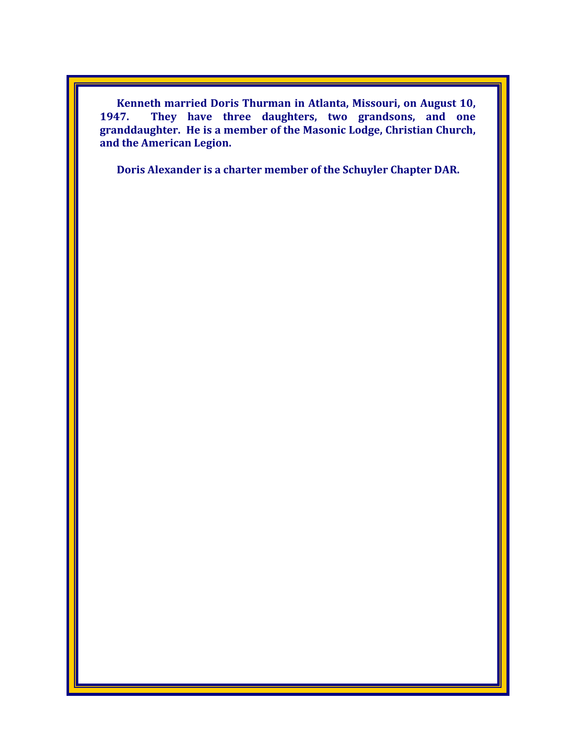**Kenneth married Doris Thurman in Atlanta, Missouri, on August 10, 1947. They have three daughters, two grandsons, and one granddaughter. He is a member of the Masonic Lodge, Christian Church, and the American Legion.**

**Doris Alexander is a charter member of the Schuyler Chapter DAR.**